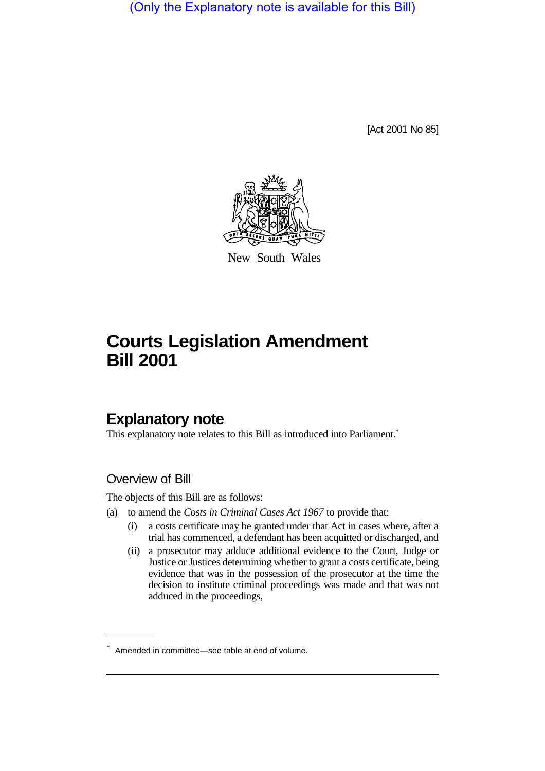(Only the Explanatory note is available for this Bill)

[Act 2001 No 85]

New South Wales

# Courts Legislation Amendment Bill 2001

## Explanatory note

This explanatory note relates to this Bill as introduced into Parliament.*

### Overview of Bill

The objects of this Bill are as follows:

(a) to amend the *Costs in Criminal Cases Act 1967* to provide that:

- (i) a costs certificate may be granted under that Act in cases where, after a trial has commenced, a defendant has been acquitted or discharged, and
- (ii) a prosecutor may adduce additional evidence to the Court, Judge or Justice or Justices determining whether to grant a costs certificate, being evidence that was in the possession of the prosecutor at the time the decision to institute criminal proceedings was made and that was not adduced in the proceedings,

\* Amended in committee—see table at end of volume.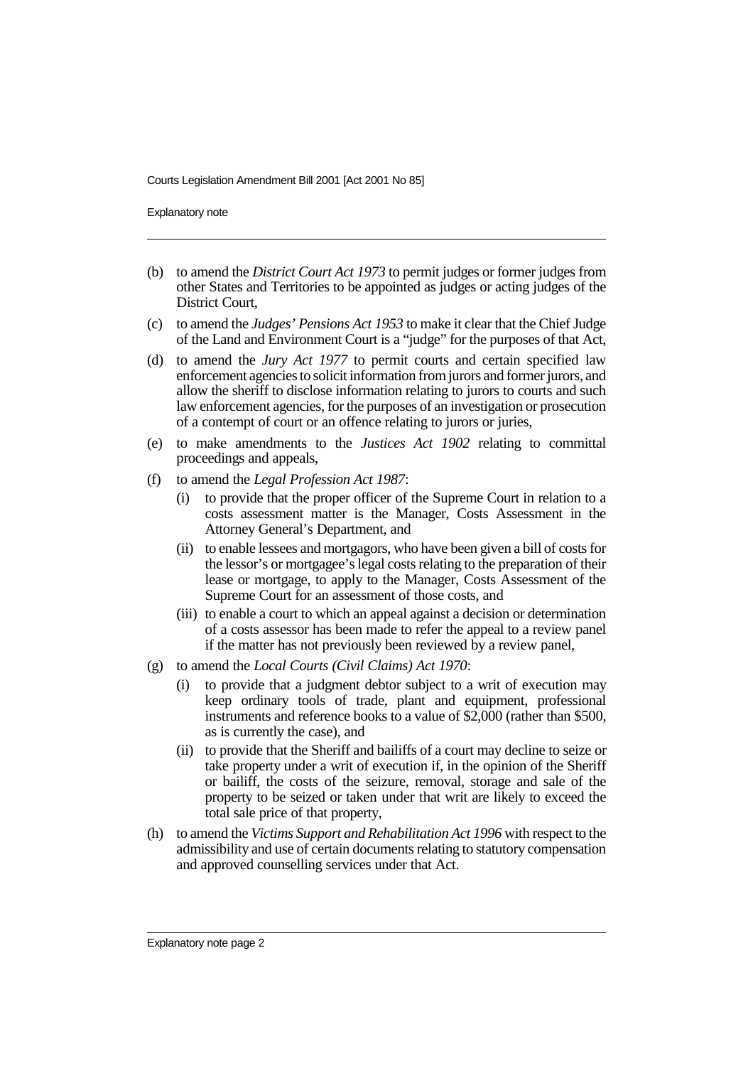(b) to amend the *District Court Act 1973* to permit judges or former judges from other States and Territories to be appointed as judges or acting judges of the District Court,

(c) to amend the *Judges' Pensions Act 1953* to make it clear that the Chief Judge of the Land and Environment Court is a "judge" for the purposes of that Act,

(d) to amend the *Jury Act 1977* to permit courts and certain specified law enforcement agencies to solicit information from jurors and former jurors, and allow the sheriff to disclose information relating to jurors to courts and such law enforcement agencies, for the purposes of an investigation or prosecution of a contempt of court or an offence relating to jurors or juries,

(e) to make amendments to the *Justices Act 1902* relating to committal proceedings and appeals,

(f) to amend the *Legal Profession Act 1987*:

   (i) to provide that the proper officer of the Supreme Court in relation to a costs assessment matter is the Manager, Costs Assessment in the Attorney General's Department, and

   (ii) to enable lessees and mortgagors, who have been given a bill of costs for the lessor's or mortgagee's legal costs relating to the preparation of their lease or mortgage, to apply to the Manager, Costs Assessment of the Supreme Court for an assessment of those costs, and

   (iii) to enable a court to which an appeal against a decision or determination of a costs assessor has been made to refer the appeal to a review panel if the matter has not previously been reviewed by a review panel,

(g) to amend the *Local Courts (Civil Claims) Act 1970*:

   (i) to provide that a judgment debtor subject to a writ of execution may keep ordinary tools of trade, plant and equipment, professional instruments and reference books to a value of $2,000 (rather than $500, as is currently the case), and

   (ii) to provide that the Sheriff and bailiffs of a court may decline to seize or take property under a writ of execution if, in the opinion of the Sheriff or bailiff, the costs of the seizure, removal, storage and sale of the property to be seized or taken under that writ are likely to exceed the total sale price of that property,

(h) to amend the *Victims Support and Rehabilitation Act 1996* with respect to the admissibility and use of certain documents relating to statutory compensation and approved counselling services under that Act.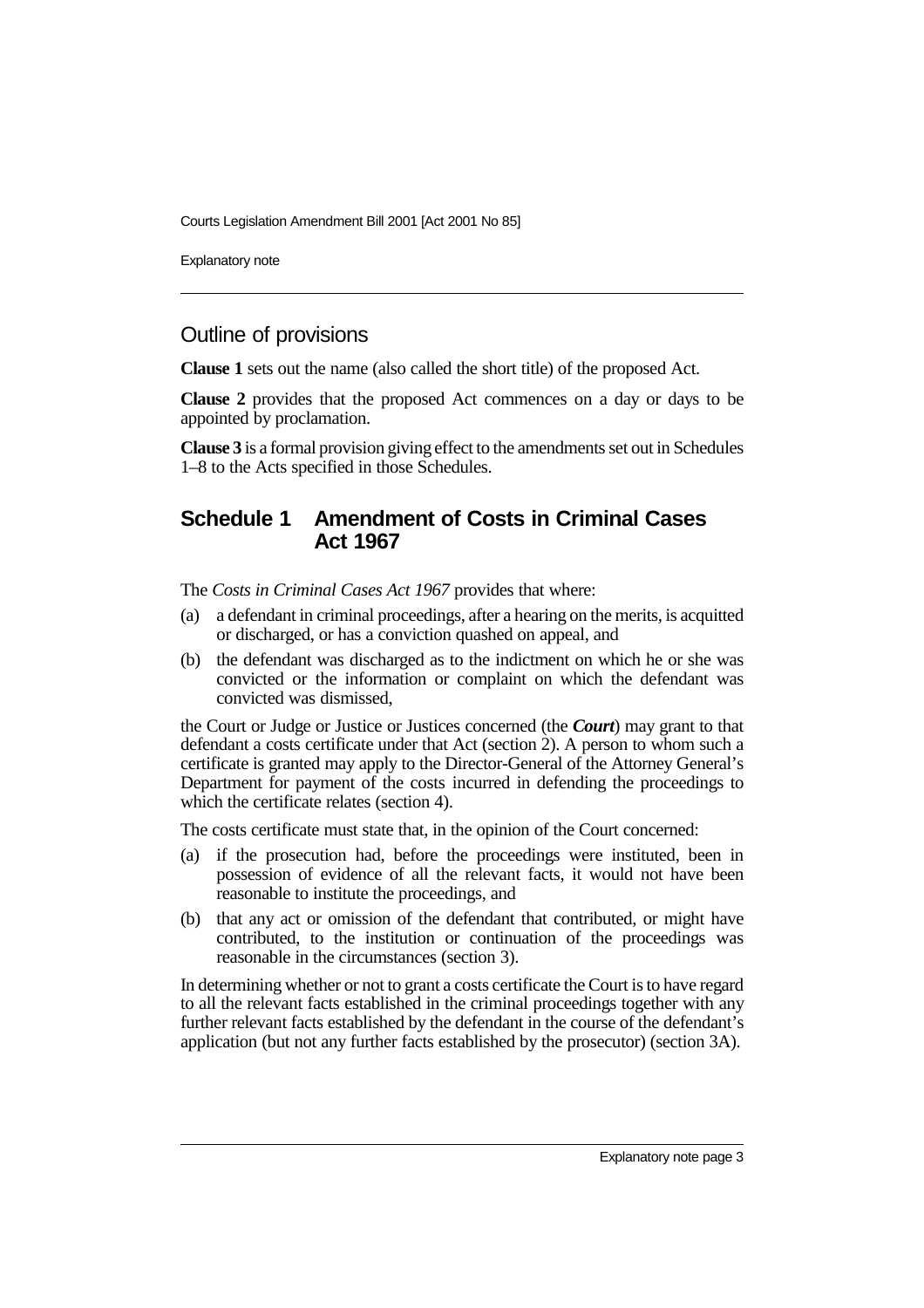## Outline of provisions

**Clause 1** sets out the name (also called the short title) of the proposed Act.

**Clause 2** provides that the proposed Act commences on a day or days to be appointed by proclamation.

**Clause 3** is a formal provision giving effect to the amendments set out in Schedules 1–8 to the Acts specified in those Schedules.

## Schedule 1 Amendment of Costs in Criminal Cases Act 1967

The *Costs in Criminal Cases Act 1967* provides that where:

(a) a defendant in criminal proceedings, after a hearing on the merits, is acquitted or discharged, or has a conviction quashed on appeal, and

(b) the defendant was discharged as to the indictment on which he or she was convicted or the information or complaint on which the defendant was convicted was dismissed,

the Court or Judge or Justice or Justices concerned (the ***Court***) may grant to that defendant a costs certificate under that Act (section 2). A person to whom such a certificate is granted may apply to the Director-General of the Attorney General's Department for payment of the costs incurred in defending the proceedings to which the certificate relates (section 4).

The costs certificate must state that, in the opinion of the Court concerned:

(a) if the prosecution had, before the proceedings were instituted, been in possession of evidence of all the relevant facts, it would not have been reasonable to institute the proceedings, and

(b) that any act or omission of the defendant that contributed, or might have contributed, to the institution or continuation of the proceedings was reasonable in the circumstances (section 3).

In determining whether or not to grant a costs certificate the Court is to have regard to all the relevant facts established in the criminal proceedings together with any further relevant facts established by the defendant in the course of the defendant's application (but not any further facts established by the prosecutor) (section 3A).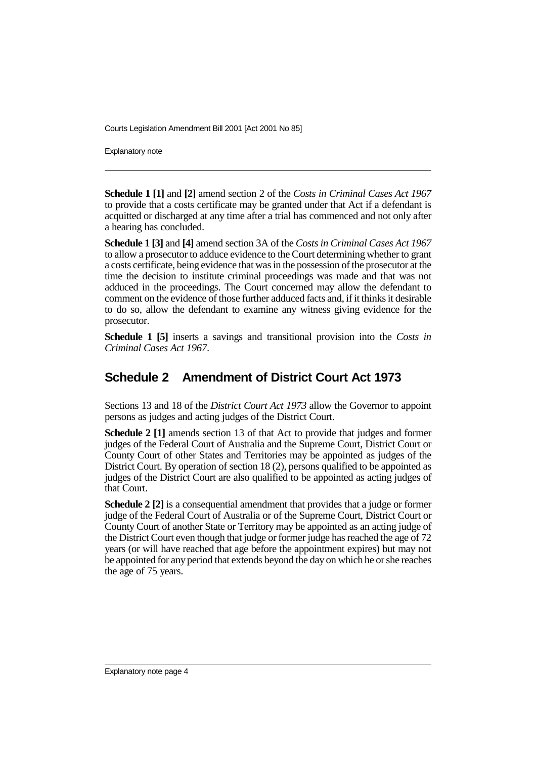**Schedule 1 [1]** and **[2]** amend section 2 of the *Costs in Criminal Cases Act 1967* to provide that a costs certificate may be granted under that Act if a defendant is acquitted or discharged at any time after a trial has commenced and not only after a hearing has concluded.

**Schedule 1 [3]** and **[4]** amend section 3A of the *Costs in Criminal Cases Act 1967* to allow a prosecutor to adduce evidence to the Court determining whether to grant a costs certificate, being evidence that was in the possession of the prosecutor at the time the decision to institute criminal proceedings was made and that was not adduced in the proceedings. The Court concerned may allow the defendant to comment on the evidence of those further adduced facts and, if it thinks it desirable to do so, allow the defendant to examine any witness giving evidence for the prosecutor.

**Schedule 1 [5]** inserts a savings and transitional provision into the *Costs in Criminal Cases Act 1967*.

## Schedule 2 Amendment of District Court Act 1973

Sections 13 and 18 of the *District Court Act 1973* allow the Governor to appoint persons as judges and acting judges of the District Court.

**Schedule 2 [1]** amends section 13 of that Act to provide that judges and former judges of the Federal Court of Australia and the Supreme Court, District Court or County Court of other States and Territories may be appointed as judges of the District Court. By operation of section 18 (2), persons qualified to be appointed as judges of the District Court are also qualified to be appointed as acting judges of that Court.

**Schedule 2 [2]** is a consequential amendment that provides that a judge or former judge of the Federal Court of Australia or of the Supreme Court, District Court or County Court of another State or Territory may be appointed as an acting judge of the District Court even though that judge or former judge has reached the age of 72 years (or will have reached that age before the appointment expires) but may not be appointed for any period that extends beyond the day on which he or she reaches the age of 75 years.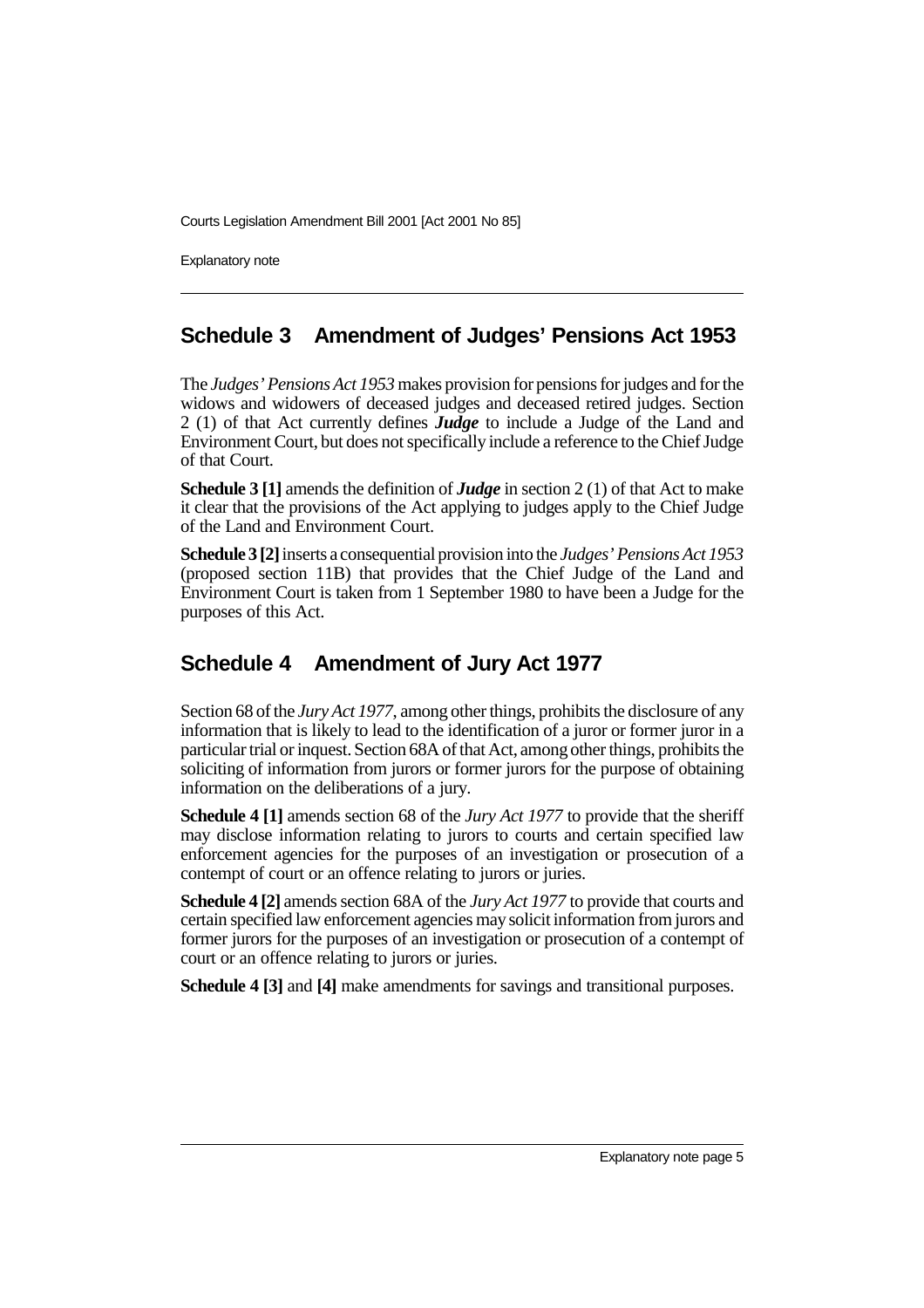## Schedule 3 Amendment of Judges' Pensions Act 1953

The *Judges' Pensions Act 1953* makes provision for pensions for judges and for the widows and widowers of deceased judges and deceased retired judges. Section 2 (1) of that Act currently defines ***Judge*** to include a Judge of the Land and Environment Court, but does not specifically include a reference to the Chief Judge of that Court.

**Schedule 3 [1]** amends the definition of ***Judge*** in section 2 (1) of that Act to make it clear that the provisions of the Act applying to judges apply to the Chief Judge of the Land and Environment Court.

**Schedule 3 [2]** inserts a consequential provision into the *Judges' Pensions Act 1953* (proposed section 11B) that provides that the Chief Judge of the Land and Environment Court is taken from 1 September 1980 to have been a Judge for the purposes of this Act.

## Schedule 4 Amendment of Jury Act 1977

Section 68 of the *Jury Act 1977*, among other things, prohibits the disclosure of any information that is likely to lead to the identification of a juror or former juror in a particular trial or inquest. Section 68A of that Act, among other things, prohibits the soliciting of information from jurors or former jurors for the purpose of obtaining information on the deliberations of a jury.

**Schedule 4 [1]** amends section 68 of the *Jury Act 1977* to provide that the sheriff may disclose information relating to jurors to courts and certain specified law enforcement agencies for the purposes of an investigation or prosecution of a contempt of court or an offence relating to jurors or juries.

**Schedule 4 [2]** amends section 68A of the *Jury Act 1977* to provide that courts and certain specified law enforcement agencies may solicit information from jurors and former jurors for the purposes of an investigation or prosecution of a contempt of court or an offence relating to jurors or juries.

**Schedule 4 [3]** and **[4]** make amendments for savings and transitional purposes.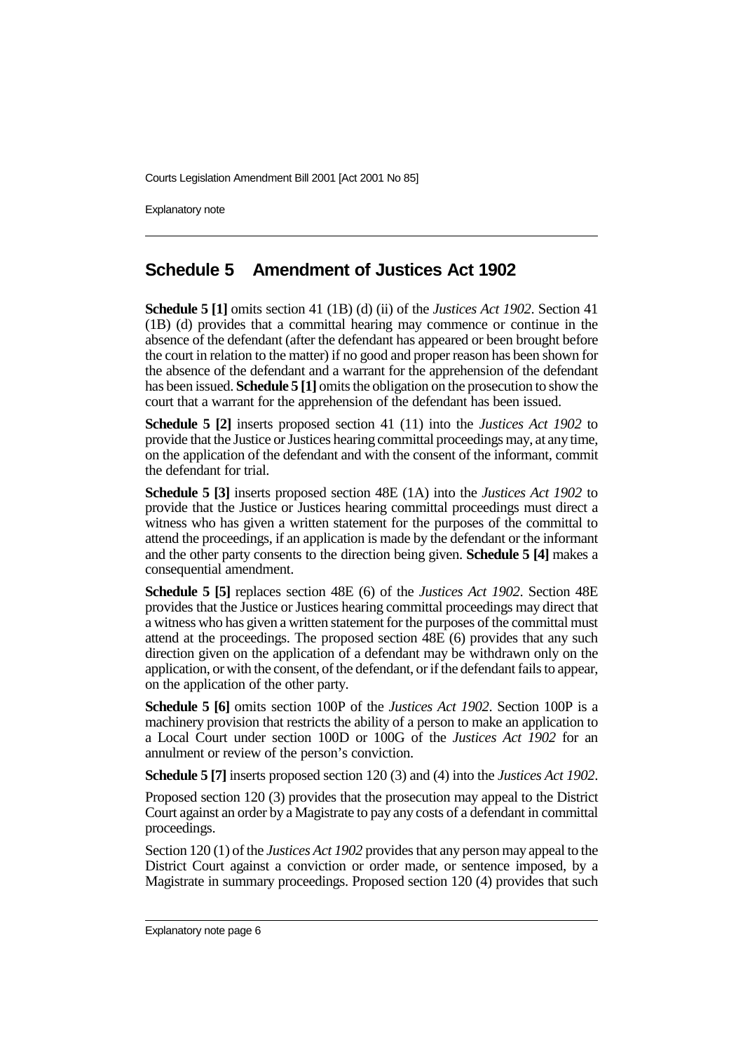## Schedule 5 Amendment of Justices Act 1902

**Schedule 5 [1]** omits section 41 (1B) (d) (ii) of the *Justices Act 1902*. Section 41 (1B) (d) provides that a committal hearing may commence or continue in the absence of the defendant (after the defendant has appeared or been brought before the court in relation to the matter) if no good and proper reason has been shown for the absence of the defendant and a warrant for the apprehension of the defendant has been issued. **Schedule 5 [1]** omits the obligation on the prosecution to show the court that a warrant for the apprehension of the defendant has been issued.

**Schedule 5 [2]** inserts proposed section 41 (11) into the *Justices Act 1902* to provide that the Justice or Justices hearing committal proceedings may, at any time, on the application of the defendant and with the consent of the informant, commit the defendant for trial.

**Schedule 5 [3]** inserts proposed section 48E (1A) into the *Justices Act 1902* to provide that the Justice or Justices hearing committal proceedings must direct a witness who has given a written statement for the purposes of the committal to attend the proceedings, if an application is made by the defendant or the informant and the other party consents to the direction being given. **Schedule 5 [4]** makes a consequential amendment.

**Schedule 5 [5]** replaces section 48E (6) of the *Justices Act 1902*. Section 48E provides that the Justice or Justices hearing committal proceedings may direct that a witness who has given a written statement for the purposes of the committal must attend at the proceedings. The proposed section 48E (6) provides that any such direction given on the application of a defendant may be withdrawn only on the application, or with the consent, of the defendant, or if the defendant fails to appear, on the application of the other party.

**Schedule 5 [6]** omits section 100P of the *Justices Act 1902*. Section 100P is a machinery provision that restricts the ability of a person to make an application to a Local Court under section 100D or 100G of the *Justices Act 1902* for an annulment or review of the person's conviction.

**Schedule 5 [7]** inserts proposed section 120 (3) and (4) into the *Justices Act 1902*.

Proposed section 120 (3) provides that the prosecution may appeal to the District Court against an order by a Magistrate to pay any costs of a defendant in committal proceedings.

Section 120 (1) of the *Justices Act 1902* provides that any person may appeal to the District Court against a conviction or order made, or sentence imposed, by a Magistrate in summary proceedings. Proposed section 120 (4) provides that such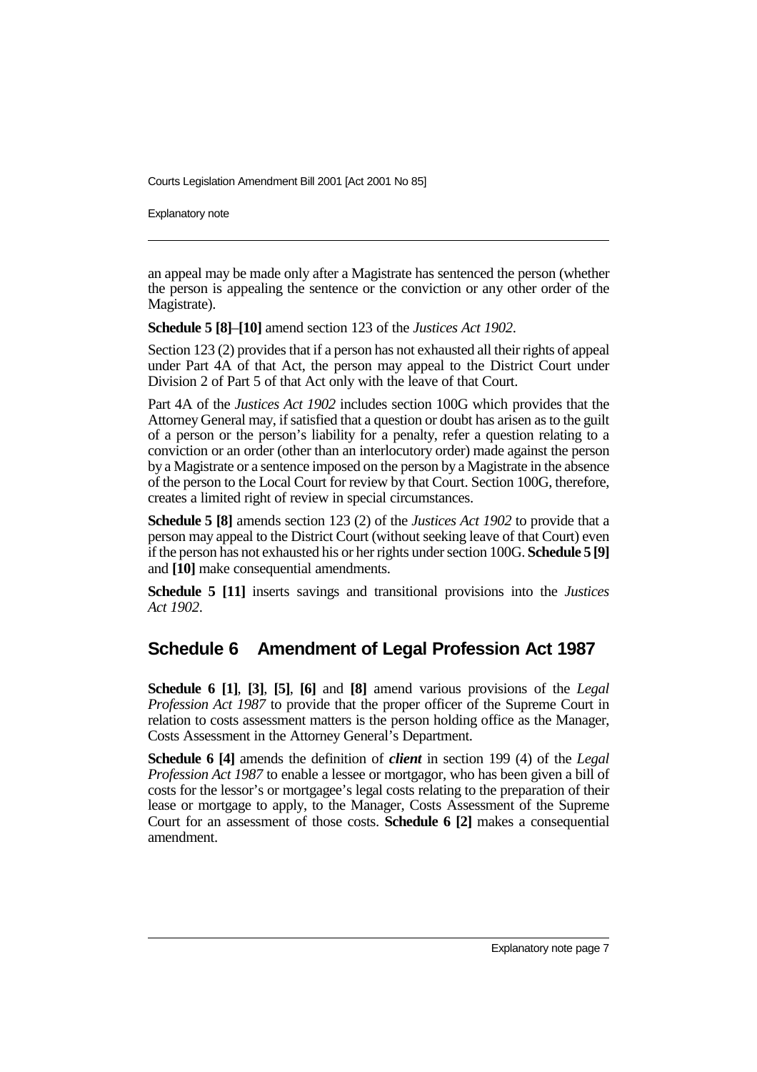an appeal may be made only after a Magistrate has sentenced the person (whether the person is appealing the sentence or the conviction or any other order of the Magistrate).

**Schedule 5 [8]–[10]** amend section 123 of the *Justices Act 1902*.

Section 123 (2) provides that if a person has not exhausted all their rights of appeal under Part 4A of that Act, the person may appeal to the District Court under Division 2 of Part 5 of that Act only with the leave of that Court.

Part 4A of the *Justices Act 1902* includes section 100G which provides that the Attorney General may, if satisfied that a question or doubt has arisen as to the guilt of a person or the person's liability for a penalty, refer a question relating to a conviction or an order (other than an interlocutory order) made against the person by a Magistrate or a sentence imposed on the person by a Magistrate in the absence of the person to the Local Court for review by that Court. Section 100G, therefore, creates a limited right of review in special circumstances.

**Schedule 5 [8]** amends section 123 (2) of the *Justices Act 1902* to provide that a person may appeal to the District Court (without seeking leave of that Court) even if the person has not exhausted his or her rights under section 100G. **Schedule 5 [9]** and **[10]** make consequential amendments.

**Schedule 5 [11]** inserts savings and transitional provisions into the *Justices Act 1902*.

## Schedule 6 Amendment of Legal Profession Act 1987

**Schedule 6 [1]**, **[3]**, **[5]**, **[6]** and **[8]** amend various provisions of the *Legal Profession Act 1987* to provide that the proper officer of the Supreme Court in relation to costs assessment matters is the person holding office as the Manager, Costs Assessment in the Attorney General's Department.

**Schedule 6 [4]** amends the definition of ***client*** in section 199 (4) of the *Legal Profession Act 1987* to enable a lessee or mortgagor, who has been given a bill of costs for the lessor's or mortgagee's legal costs relating to the preparation of their lease or mortgage to apply, to the Manager, Costs Assessment of the Supreme Court for an assessment of those costs. **Schedule 6 [2]** makes a consequential amendment.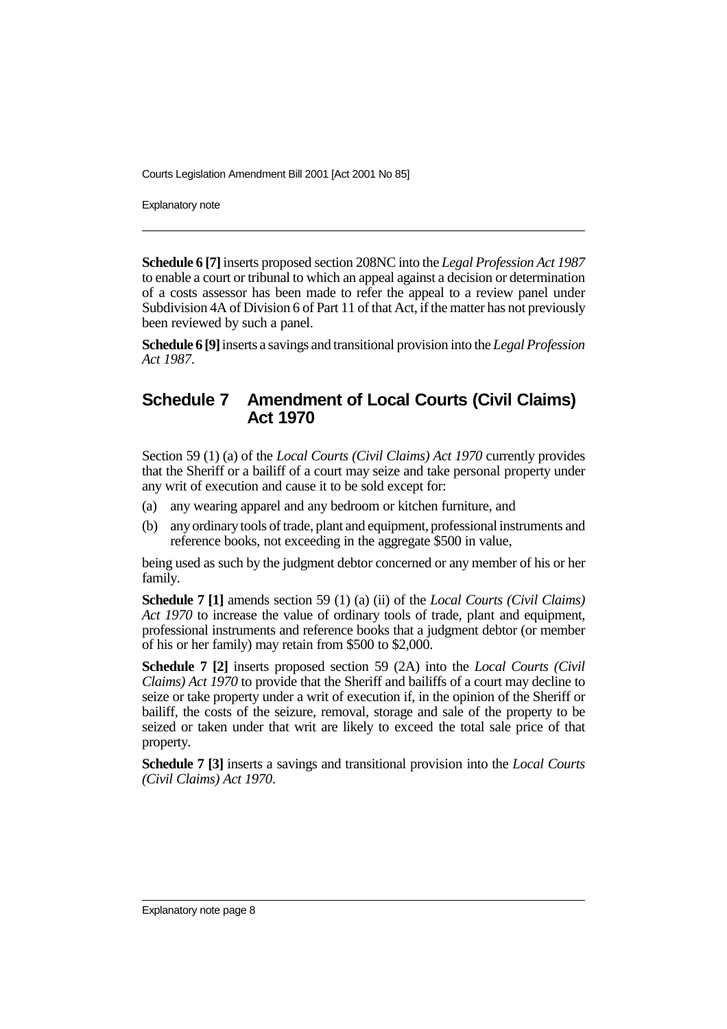**Schedule 6 [7]** inserts proposed section 208NC into the *Legal Profession Act 1987* to enable a court or tribunal to which an appeal against a decision or determination of a costs assessor has been made to refer the appeal to a review panel under Subdivision 4A of Division 6 of Part 11 of that Act, if the matter has not previously been reviewed by such a panel.

**Schedule 6 [9]** inserts a savings and transitional provision into the *Legal Profession Act 1987*.

## Schedule 7 Amendment of Local Courts (Civil Claims) Act 1970

Section 59 (1) (a) of the *Local Courts (Civil Claims) Act 1970* currently provides that the Sheriff or a bailiff of a court may seize and take personal property under any writ of execution and cause it to be sold except for:

(a) any wearing apparel and any bedroom or kitchen furniture, and

(b) any ordinary tools of trade, plant and equipment, professional instruments and reference books, not exceeding in the aggregate $500 in value,

being used as such by the judgment debtor concerned or any member of his or her family.

**Schedule 7 [1]** amends section 59 (1) (a) (ii) of the *Local Courts (Civil Claims) Act 1970* to increase the value of ordinary tools of trade, plant and equipment, professional instruments and reference books that a judgment debtor (or member of his or her family) may retain from $500 to $2,000.

**Schedule 7 [2]** inserts proposed section 59 (2A) into the *Local Courts (Civil Claims) Act 1970* to provide that the Sheriff and bailiffs of a court may decline to seize or take property under a writ of execution if, in the opinion of the Sheriff or bailiff, the costs of the seizure, removal, storage and sale of the property to be seized or taken under that writ are likely to exceed the total sale price of that property.

**Schedule 7 [3]** inserts a savings and transitional provision into the *Local Courts (Civil Claims) Act 1970*.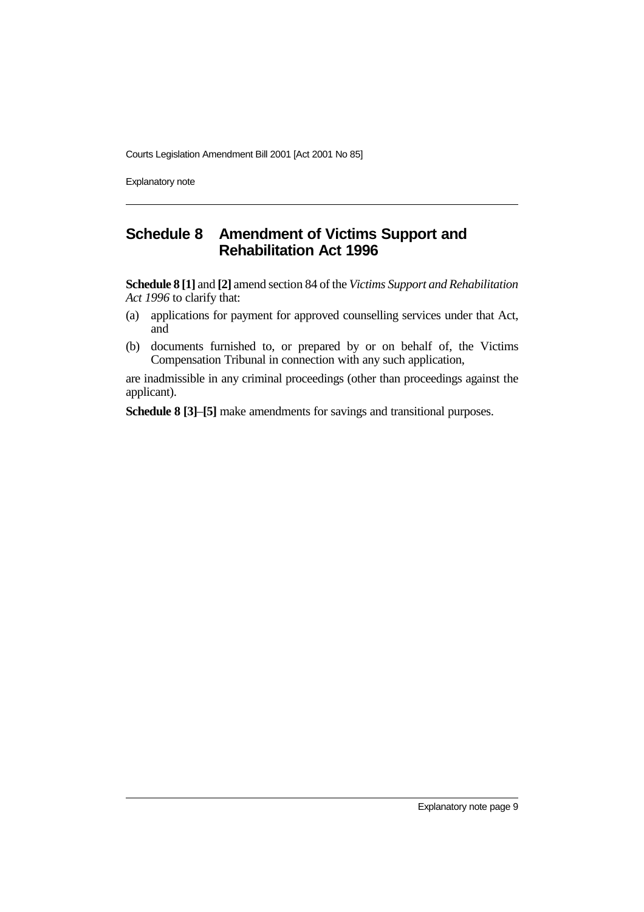## Schedule 8 Amendment of Victims Support and Rehabilitation Act 1996

**Schedule 8 [1]** and **[2]** amend section 84 of the *Victims Support and Rehabilitation Act 1996* to clarify that:

(a) applications for payment for approved counselling services under that Act, and

(b) documents furnished to, or prepared by or on behalf of, the Victims Compensation Tribunal in connection with any such application,

are inadmissible in any criminal proceedings (other than proceedings against the applicant).

**Schedule 8 [3]**–**[5]** make amendments for savings and transitional purposes.